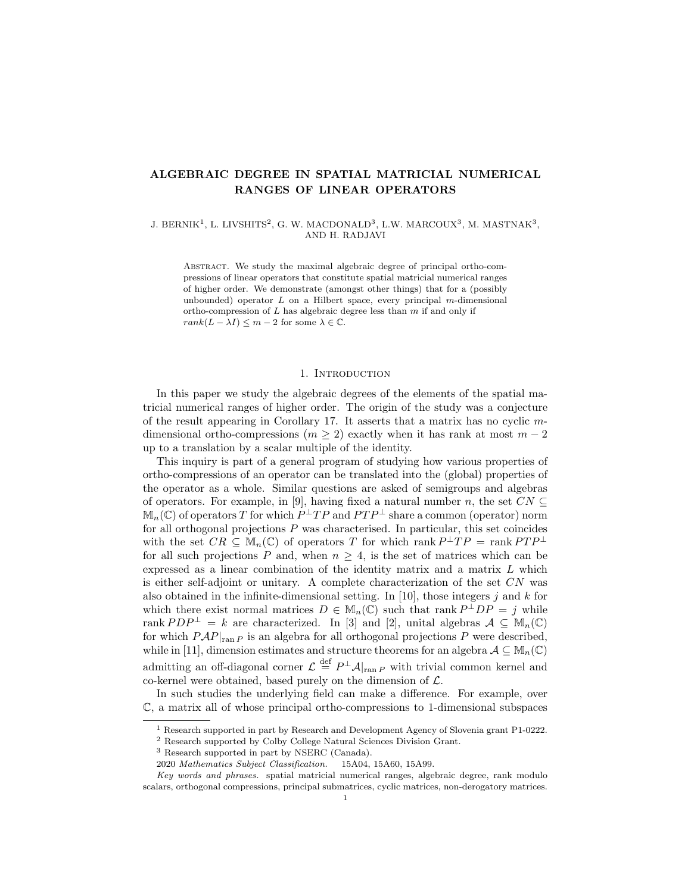# ALGEBRAIC DEGREE IN SPATIAL MATRICIAL NUMERICAL RANGES OF LINEAR OPERATORS

J. BERNIK[1], L. LIVSHITS[2], G. W. MACDONALD[3], L.W. MARCOUX[3], M. MASTNAK[3], AND H. RADJAVI

Abstract. We study the maximal algebraic degree of principal ortho-compressions of linear operators that constitute spatial matricial numerical ranges of higher order. We demonstrate (amongst other things) that for a (possibly unbounded) operator $L$ on a Hilbert space, every principal $m$-dimensional ortho-compression of $L$ has algebraic degree less than $m$ if and only if $rank(L - \lambda I) \leq m - 2$ for some $\lambda \in \mathbb{C}$.

## 1. Introduction

In this paper we study the algebraic degrees of the elements of the spatial matricial numerical ranges of higher order. The origin of the study was a conjecture of the result appearing in Corollary 17. It asserts that a matrix has no cyclic $m$-dimensional ortho-compressions ($m \geq 2$) exactly when it has rank at most $m - 2$ up to a translation by a scalar multiple of the identity.

This inquiry is part of a general program of studying how various properties of ortho-compressions of an operator can be translated into the (global) properties of the operator as a whole. Similar questions are asked of semigroups and algebras of operators. For example, in [9], having fixed a natural number $n$, the set $CN \subseteq \mathbb{M}_n(\mathbb{C})$ of operators $T$ for which $P^\perp TP$ and $PTP^\perp$ share a common (operator) norm for all orthogonal projections $P$ was characterised. In particular, this set coincides with the set $CR \subseteq \mathbb{M}_n(\mathbb{C})$ of operators $T$ for which $\operatorname{rank} P^\perp TP = \operatorname{rank} PTP^\perp$ for all such projections $P$ and, when $n \geq 4$, is the set of matrices which can be expressed as a linear combination of the identity matrix and a matrix $L$ which is either self-adjoint or unitary. A complete characterization of the set $CN$ was also obtained in the infinite-dimensional setting. In [10], those integers $j$ and $k$ for which there exist normal matrices $D \in \mathbb{M}_n(\mathbb{C})$ such that $\operatorname{rank} P^\perp DP = j$ while $\operatorname{rank} PDP^\perp = k$ are characterized. In [3] and [2], unital algebras $\mathcal{A} \subseteq \mathbb{M}_n(\mathbb{C})$ for which $P\mathcal{A}P|_{\operatorname{ran} P}$ is an algebra for all orthogonal projections $P$ were described, while in [11], dimension estimates and structure theorems for an algebra $\mathcal{A} \subseteq \mathbb{M}_n(\mathbb{C})$ admitting an off-diagonal corner $\mathcal{L} \stackrel{\text{def}}{=} P^\perp \mathcal{A}|_{\operatorname{ran} P}$ with trivial common kernel and co-kernel were obtained, based purely on the dimension of $\mathcal{L}$.

In such studies the underlying field can make a difference. For example, over $\mathbb{C}$, a matrix all of whose principal ortho-compressions to 1-dimensional subspaces

---

[1] Research supported in part by Research and Development Agency of Slovenia grant P1-0222.

[2] Research supported by Colby College Natural Sciences Division Grant.

[3] Research supported in part by NSERC (Canada).

2020 *Mathematics Subject Classification.* 15A04, 15A60, 15A99.

*Key words and phrases.* spatial matricial numerical ranges, algebraic degree, rank modulo scalars, orthogonal compressions, principal submatrices, cyclic matrices, non-derogatory matrices.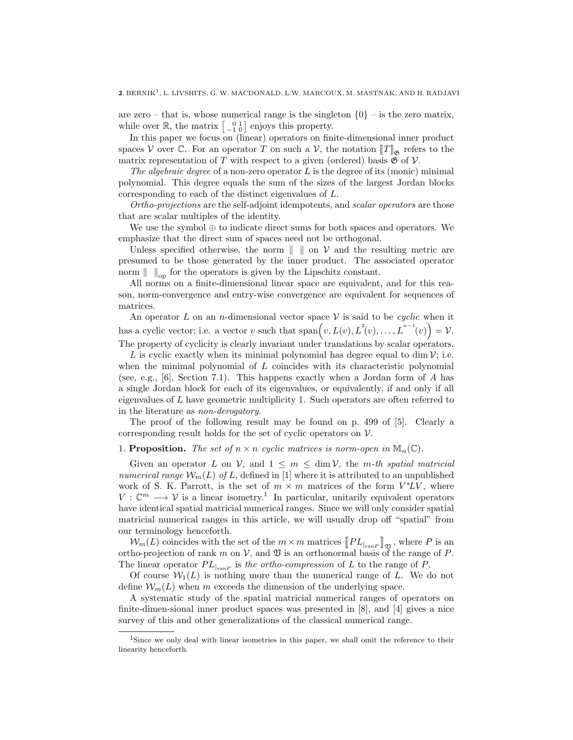are zero – that is, whose numerical range is the singleton $\{0\}$ – is the zero matrix, while over $\mathbb{R}$, the matrix $\left[\begin{smallmatrix} 0 & 1 \\ -1 & 0 \end{smallmatrix}\right]$ enjoys this property.

In this paper we focus on (linear) operators on finite-dimensional inner product spaces $\mathcal{V}$ over $\mathbb{C}$. For an operator $T$ on such a $\mathcal{V}$, the notation $[\![T]\!]_{\mathfrak{G}}$ refers to the matrix representation of $T$ with respect to a given (ordered) basis $\mathfrak{G}$ of $\mathcal{V}$.

*The algebraic degree* of a non-zero operator $L$ is the degree of its (monic) minimal polynomial. This degree equals the sum of the sizes of the largest Jordan blocks corresponding to each of the distinct eigenvalues of $L$.

*Ortho-projections* are the self-adjoint idempotents, and *scalar operators* are those that are scalar multiples of the identity.

We use the symbol $\oplus$ to indicate direct sums for both spaces and operators. We emphasize that the direct sum of spaces need not be orthogonal.

Unless specified otherwise, the norm $\| \ \|$ on $\mathcal{V}$ and the resulting metric are presumed to be those generated by the inner product. The associated operator norm $\| \ \|_{\text{op}}$ for the operators is given by the Lipschitz constant.

All norms on a finite-dimensional linear space are equivalent, and for this reason, norm-convergence and entry-wise convergence are equivalent for sequences of matrices.

An operator $L$ on an $n$-dimensional vector space $\mathcal{V}$ is said to be *cyclic* when it has a cyclic vector; i.e. a vector $v$ such that $\operatorname{span}\Big(v, L(v), L^2(v), \ldots, L^{n-1}(v)\Big) = \mathcal{V}$. The property of cyclicity is clearly invariant under translations by scalar operators.

$L$ is cyclic exactly when its minimal polynomial has degree equal to $\dim \mathcal{V}$; i.e. when the minimal polynomial of $L$ coincides with its characteristic polynomial (see, e.g., [6], Section 7.1). This happens exactly when a Jordan form of $A$ has a single Jordan block for each of its eigenvalues, or equivalently, if and only if all eigenvalues of $L$ have geometric multiplicity 1. Such operators are often referred to in the literature as *non-derogatory*.

The proof of the following result may be found on p. 499 of [5]. Clearly a corresponding result holds for the set of cyclic operators on $\mathcal{V}$.

1. **Proposition.** *The set of $n \times n$ cyclic matrices is norm-open in $\mathbb{M}_n(\mathbb{C})$.*

Given an operator $L$ on $\mathcal{V}$, and $1 \leq m \leq \dim \mathcal{V}$, the *$m$-th spatial matricial numerical range $\mathcal{W}_m(L)$ of $L$*, defined in [1] where it is attributed to an unpublished work of S. K. Parrott, is the set of $m \times m$ matrices of the form $V^*LV$, where $V : \mathbb{C}^m \longrightarrow \mathcal{V}$ is a linear isometry.[1] In particular, unitarily equivalent operators have identical spatial matricial numerical ranges. Since we will only consider spatial matricial numerical ranges in this article, we will usually drop off "spatial" from our terminology henceforth.

$\mathcal{W}_m(L)$ coincides with the set of the $m \times m$ matrices $[\![PL_{|_{\text{ran}P}}]\!]_{\mathfrak{V}}$, where $P$ is an ortho-projection of rank $m$ on $\mathcal{V}$, and $\mathfrak{V}$ is an orthonormal basis of the range of $P$. The linear operator $PL_{|_{\text{ran}P}}$ is *the ortho-compression* of $L$ to the range of $P$.

Of course $\mathcal{W}_1(L)$ is nothing more than the numerical range of $L$. We do not define $\mathcal{W}_m(L)$ when $m$ exceeds the dimension of the underlying space.

A systematic study of the spatial matricial numerical ranges of operators on finite-dimen-sional inner product spaces was presented in [8], and [4] gives a nice survey of this and other generalizations of the classical numerical range.

---

[1] Since we only deal with linear isometries in this paper, we shall omit the reference to their linearity henceforth.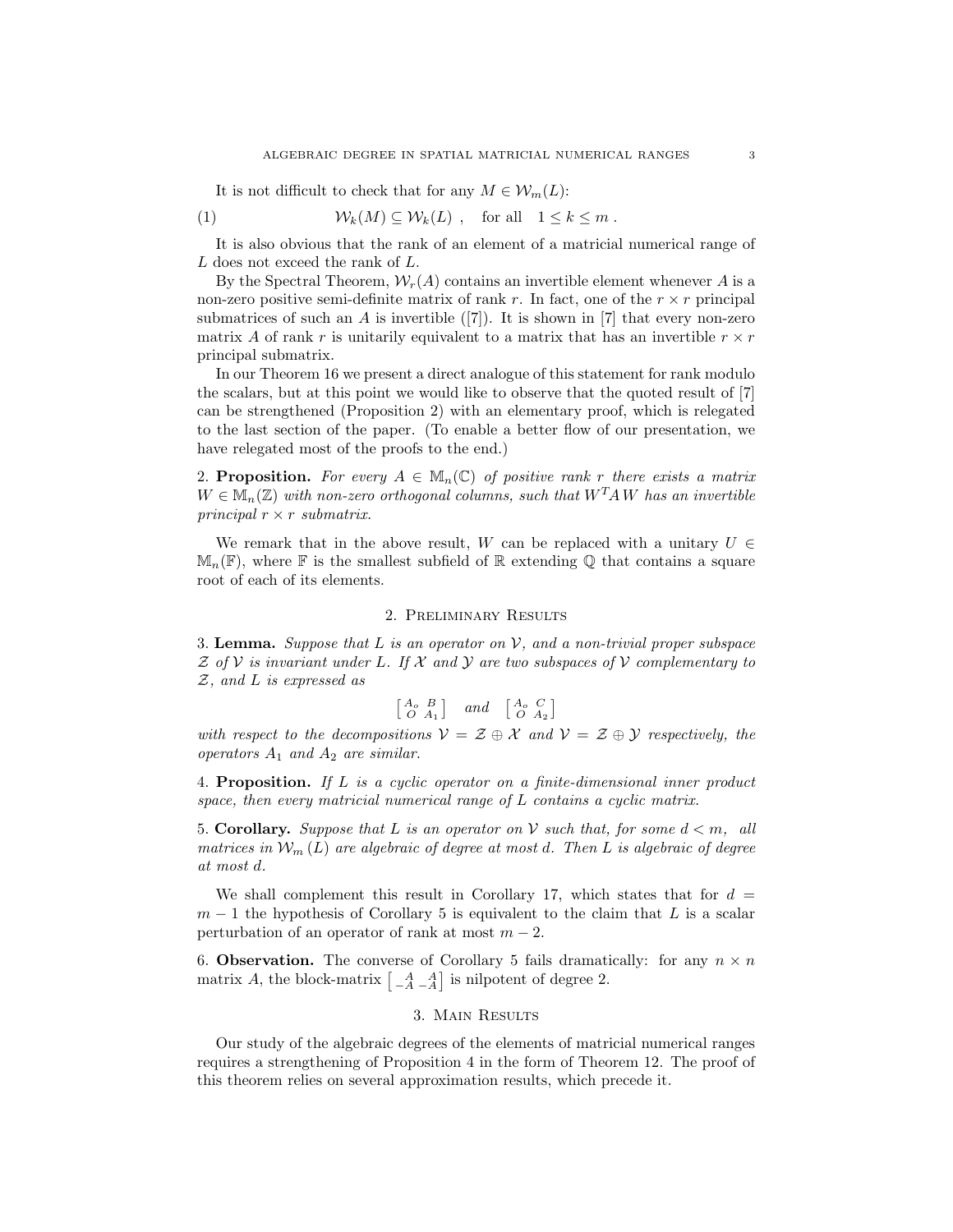It is not difficult to check that for any $M \in \mathcal{W}_m(L)$:

$$\mathcal{W}_k(M) \subseteq \mathcal{W}_k(L) \ , \quad \text{for all} \quad 1 \le k \le m \ . \tag{1}$$

It is also obvious that the rank of an element of a matricial numerical range of $L$ does not exceed the rank of $L$.

By the Spectral Theorem, $\mathcal{W}_r(A)$ contains an invertible element whenever $A$ is a non-zero positive semi-definite matrix of rank $r$. In fact, one of the $r \times r$ principal submatrices of such an $A$ is invertible ([7]). It is shown in [7] that every non-zero matrix $A$ of rank $r$ is unitarily equivalent to a matrix that has an invertible $r \times r$ principal submatrix.

In our Theorem 16 we present a direct analogue of this statement for rank modulo the scalars, but at this point we would like to observe that the quoted result of [7] can be strengthened (Proposition 2) with an elementary proof, which is relegated to the last section of the paper. (To enable a better flow of our presentation, we have relegated most of the proofs to the end.)

2. **Proposition.** *For every $A \in \mathbb{M}_n(\mathbb{C})$ of positive rank $r$ there exists a matrix $W \in \mathbb{M}_n(\mathbb{Z})$ with non-zero orthogonal columns, such that $W^T A W$ has an invertible principal $r \times r$ submatrix.*

We remark that in the above result, $W$ can be replaced with a unitary $U \in \mathbb{M}_n(\mathbb{F})$, where $\mathbb{F}$ is the smallest subfield of $\mathbb{R}$ extending $\mathbb{Q}$ that contains a square root of each of its elements.

## 2. Preliminary Results

3. **Lemma.** *Suppose that $L$ is an operator on $\mathcal{V}$, and a non-trivial proper subspace $\mathcal{Z}$ of $\mathcal{V}$ is invariant under $L$. If $\mathcal{X}$ and $\mathcal{Y}$ are two subspaces of $\mathcal{V}$ complementary to $\mathcal{Z}$, and $L$ is expressed as*

$$\begin{bmatrix} A_o & B \\ O & A_1 \end{bmatrix} \quad \textit{and} \quad \begin{bmatrix} A_o & C \\ O & A_2 \end{bmatrix}$$

*with respect to the decompositions $\mathcal{V} = \mathcal{Z} \oplus \mathcal{X}$ and $\mathcal{V} = \mathcal{Z} \oplus \mathcal{Y}$ respectively, the operators $A_1$ and $A_2$ are similar.*

4. **Proposition.** *If $L$ is a cyclic operator on a finite-dimensional inner product space, then every matricial numerical range of $L$ contains a cyclic matrix.*

5. **Corollary.** *Suppose that $L$ is an operator on $\mathcal{V}$ such that, for some $d < m$, all matrices in $\mathcal{W}_m(L)$ are algebraic of degree at most $d$. Then $L$ is algebraic of degree at most $d$.*

We shall complement this result in Corollary 17, which states that for $d = m - 1$ the hypothesis of Corollary 5 is equivalent to the claim that $L$ is a scalar perturbation of an operator of rank at most $m - 2$.

6. **Observation.** The converse of Corollary 5 fails dramatically: for any $n \times n$ matrix $A$, the block-matrix $\begin{bmatrix} A & A \\ -A & -A \end{bmatrix}$ is nilpotent of degree 2.

## 3. Main Results

Our study of the algebraic degrees of the elements of matricial numerical ranges requires a strengthening of Proposition 4 in the form of Theorem 12. The proof of this theorem relies on several approximation results, which precede it.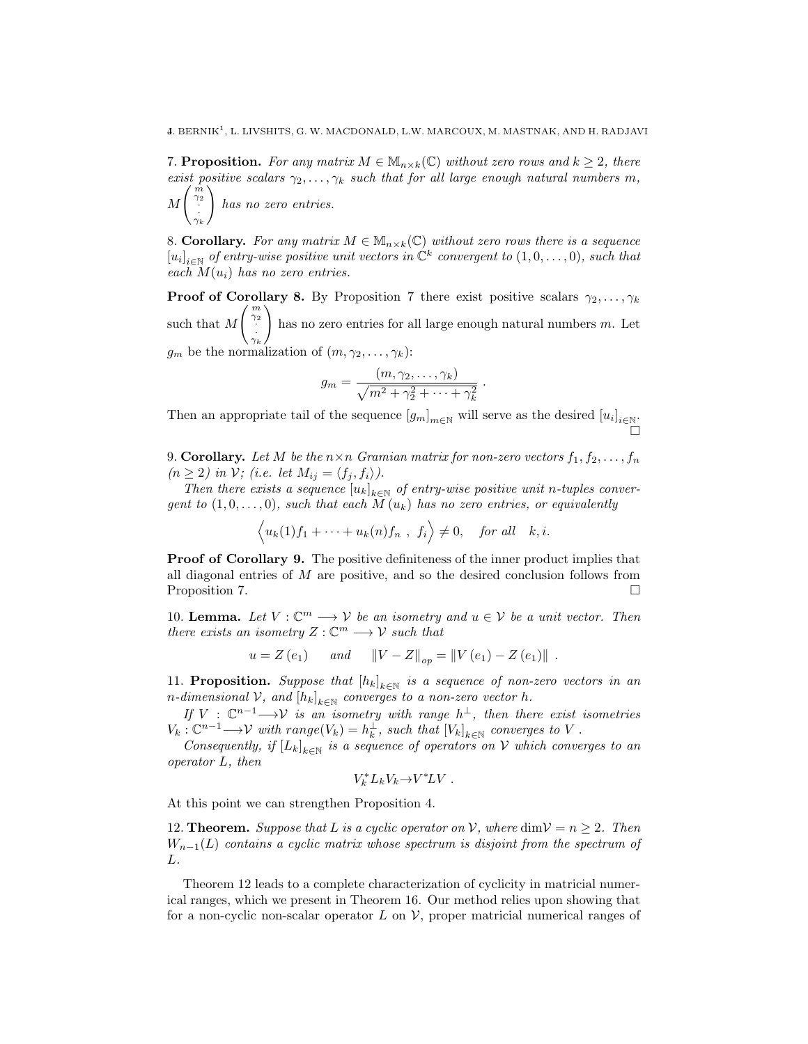7. **Proposition.** *For any matrix $M \in \mathbb{M}_{n\times k}(\mathbb{C})$ without zero rows and $k \geq 2$, there exist positive scalars $\gamma_2, \ldots, \gamma_k$ such that for all large enough natural numbers $m$, $M\begin{pmatrix} m \\ \gamma_2 \\ \cdot \\ \cdot \\ \gamma_k \end{pmatrix}$ has no zero entries.*

8. **Corollary.** *For any matrix $M \in \mathbb{M}_{n\times k}(\mathbb{C})$ without zero rows there is a sequence $[u_i]_{i\in\mathbb{N}}$ of entry-wise positive unit vectors in $\mathbb{C}^k$ convergent to $(1, 0, \ldots, 0)$, such that each $M(u_i)$ has no zero entries.*

**Proof of Corollary 8.** By Proposition 7 there exist positive scalars $\gamma_2, \ldots, \gamma_k$ such that $M\begin{pmatrix} m \\ \gamma_2 \\ \cdot \\ \cdot \\ \gamma_k \end{pmatrix}$ has no zero entries for all large enough natural numbers $m$. Let $g_m$ be the normalization of $(m, \gamma_2, \ldots, \gamma_k)$:

$$g_m = \frac{(m, \gamma_2, \ldots, \gamma_k)}{\sqrt{m^2 + \gamma_2^2 + \cdots + \gamma_k^2}} .$$

Then an appropriate tail of the sequence $[g_m]_{m\in\mathbb{N}}$ will serve as the desired $[u_i]_{i\in\mathbb{N}}$. □

9. **Corollary.** *Let $M$ be the $n\times n$ Gramian matrix for non-zero vectors $f_1, f_2, \ldots, f_n$ ($n \geq 2$) in $\mathcal{V}$; (i.e. let $M_{ij} = \langle f_j, f_i \rangle$).*

*Then there exists a sequence $[u_k]_{k\in\mathbb{N}}$ of entry-wise positive unit $n$-tuples convergent to $(1, 0, \ldots, 0)$, such that each $M(u_k)$ has no zero entries, or equivalently*

$$\Big\langle u_k(1)f_1 + \cdots + u_k(n)f_n \ , \ f_i \Big\rangle \neq 0, \quad \text{for all} \quad k, i.$$

**Proof of Corollary 9.** The positive definiteness of the inner product implies that all diagonal entries of $M$ are positive, and so the desired conclusion follows from Proposition 7. □

10. **Lemma.** *Let $V : \mathbb{C}^m \longrightarrow \mathcal{V}$ be an isometry and $u \in \mathcal{V}$ be a unit vector. Then there exists an isometry $Z : \mathbb{C}^m \longrightarrow \mathcal{V}$ such that*

$$u = Z(e_1) \quad \text{and} \quad \|V - Z\|_{op} = \|V(e_1) - Z(e_1)\| \ .$$

11. **Proposition.** *Suppose that $[h_k]_{k\in\mathbb{N}}$ is a sequence of non-zero vectors in an $n$-dimensional $\mathcal{V}$, and $[h_k]_{k\in\mathbb{N}}$ converges to a non-zero vector $h$.*

*If $V : \mathbb{C}^{n-1} \longrightarrow \mathcal{V}$ is an isometry with range $h^\perp$, then there exist isometries $V_k : \mathbb{C}^{n-1} \longrightarrow \mathcal{V}$ with $range(V_k) = h_k^\perp$, such that $[V_k]_{k\in\mathbb{N}}$ converges to $V$.*

*Consequently, if $[L_k]_{k\in\mathbb{N}}$ is a sequence of operators on $\mathcal{V}$ which converges to an operator $L$, then*

$$V_k^* L_k V_k \to V^* L V \ .$$

At this point we can strengthen Proposition 4.

12. **Theorem.** *Suppose that $L$ is a cyclic operator on $\mathcal{V}$, where $\dim\mathcal{V} = n \geq 2$. Then $W_{n-1}(L)$ contains a cyclic matrix whose spectrum is disjoint from the spectrum of $L$.*

Theorem 12 leads to a complete characterization of cyclicity in matricial numerical ranges, which we present in Theorem 16. Our method relies upon showing that for a non-cyclic non-scalar operator $L$ on $\mathcal{V}$, proper matricial numerical ranges of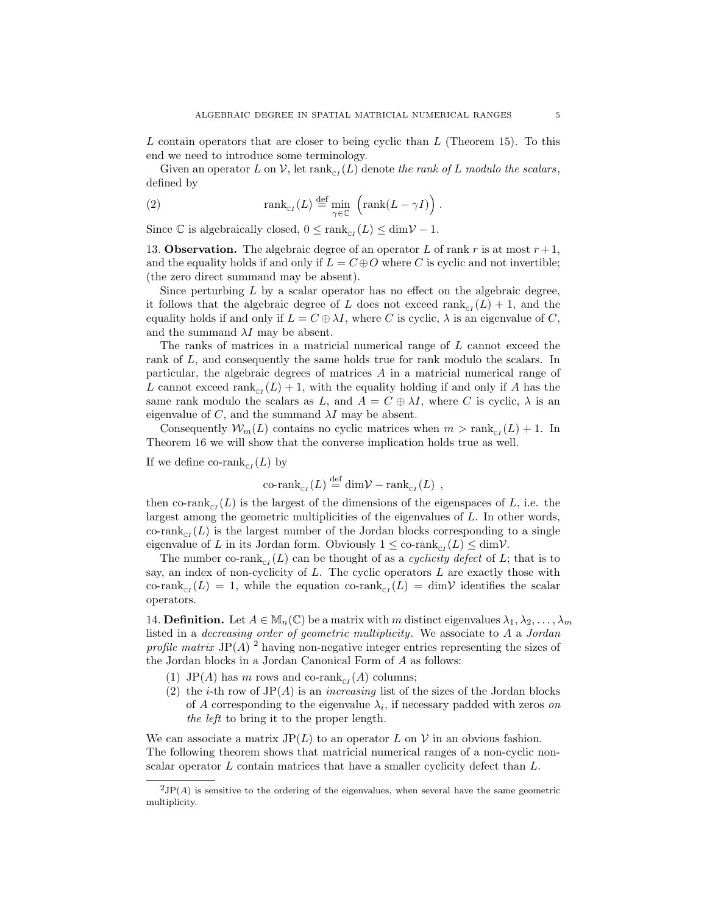$L$ contain operators that are closer to being cyclic than $L$ (Theorem 15). To this end we need to introduce some terminology.

Given an operator $L$ on $\mathcal{V}$, let $\operatorname{rank}_{\mathbb{C}I}(L)$ denote *the rank of $L$ modulo the scalars*, defined by

$$\operatorname{rank}_{\mathbb{C}I}(L) \stackrel{\text{def}}{=} \min_{\gamma \in \mathbb{C}} \Big( \operatorname{rank}(L - \gamma I) \Big) . \tag{2}$$

Since $\mathbb{C}$ is algebraically closed, $0 \leq \operatorname{rank}_{\mathbb{C}I}(L) \leq \dim\mathcal{V} - 1$.

13. **Observation.** The algebraic degree of an operator $L$ of rank $r$ is at most $r+1$, and the equality holds if and only if $L = C \oplus O$ where $C$ is cyclic and not invertible; (the zero direct summand may be absent).

Since perturbing $L$ by a scalar operator has no effect on the algebraic degree, it follows that the algebraic degree of $L$ does not exceed $\operatorname{rank}_{\mathbb{C}I}(L) + 1$, and the equality holds if and only if $L = C \oplus \lambda I$, where $C$ is cyclic, $\lambda$ is an eigenvalue of $C$, and the summand $\lambda I$ may be absent.

The ranks of matrices in a matricial numerical range of $L$ cannot exceed the rank of $L$, and consequently the same holds true for rank modulo the scalars. In particular, the algebraic degrees of matrices $A$ in a matricial numerical range of $L$ cannot exceed $\operatorname{rank}_{\mathbb{C}I}(L) + 1$, with the equality holding if and only if $A$ has the same rank modulo the scalars as $L$, and $A = C \oplus \lambda I$, where $C$ is cyclic, $\lambda$ is an eigenvalue of $C$, and the summand $\lambda I$ may be absent.

Consequently $\mathcal{W}_m(L)$ contains no cyclic matrices when $m > \operatorname{rank}_{\mathbb{C}I}(L) + 1$. In Theorem 16 we will show that the converse implication holds true as well.

If we define $\operatorname{co-rank}_{\mathbb{C}I}(L)$ by

$$\operatorname{co-rank}_{\mathbb{C}I}(L) \stackrel{\text{def}}{=} \dim\mathcal{V} - \operatorname{rank}_{\mathbb{C}I}(L) \ ,$$

then $\operatorname{co-rank}_{\mathbb{C}I}(L)$ is the largest of the dimensions of the eigenspaces of $L$, i.e. the largest among the geometric multiplicities of the eigenvalues of $L$. In other words, $\operatorname{co-rank}_{\mathbb{C}I}(L)$ is the largest number of the Jordan blocks corresponding to a single eigenvalue of $L$ in its Jordan form. Obviously $1 \leq \operatorname{co-rank}_{\mathbb{C}I}(L) \leq \dim\mathcal{V}$.

The number $\operatorname{co-rank}_{\mathbb{C}I}(L)$ can be thought of as a *cyclicity defect* of $L$; that is to say, an index of non-cyclicity of $L$. The cyclic operators $L$ are exactly those with $\operatorname{co-rank}_{\mathbb{C}I}(L) = 1$, while the equation $\operatorname{co-rank}_{\mathbb{C}I}(L) = \dim\mathcal{V}$ identifies the scalar operators.

14. **Definition.** Let $A \in \mathbb{M}_n(\mathbb{C})$ be a matrix with $m$ distinct eigenvalues $\lambda_1, \lambda_2, \ldots, \lambda_m$ listed in a *decreasing order of geometric multiplicity*. We associate to $A$ a *Jordan profile matrix* $\operatorname{JP}(A)$ [2] having non-negative integer entries representing the sizes of the Jordan blocks in a Jordan Canonical Form of $A$ as follows:

1. $\operatorname{JP}(A)$ has $m$ rows and $\operatorname{co-rank}_{\mathbb{C}I}(A)$ columns;
2. the $i$-th row of $\operatorname{JP}(A)$ is an *increasing* list of the sizes of the Jordan blocks of $A$ corresponding to the eigenvalue $\lambda_i$, if necessary padded with zeros *on the left* to bring it to the proper length.

We can associate a matrix $\operatorname{JP}(L)$ to an operator $L$ on $\mathcal{V}$ in an obvious fashion. The following theorem shows that matricial numerical ranges of a non-cyclic non-scalar operator $L$ contain matrices that have a smaller cyclicity defect than $L$.

---

[2] $\operatorname{JP}(A)$ is sensitive to the ordering of the eigenvalues, when several have the same geometric multiplicity.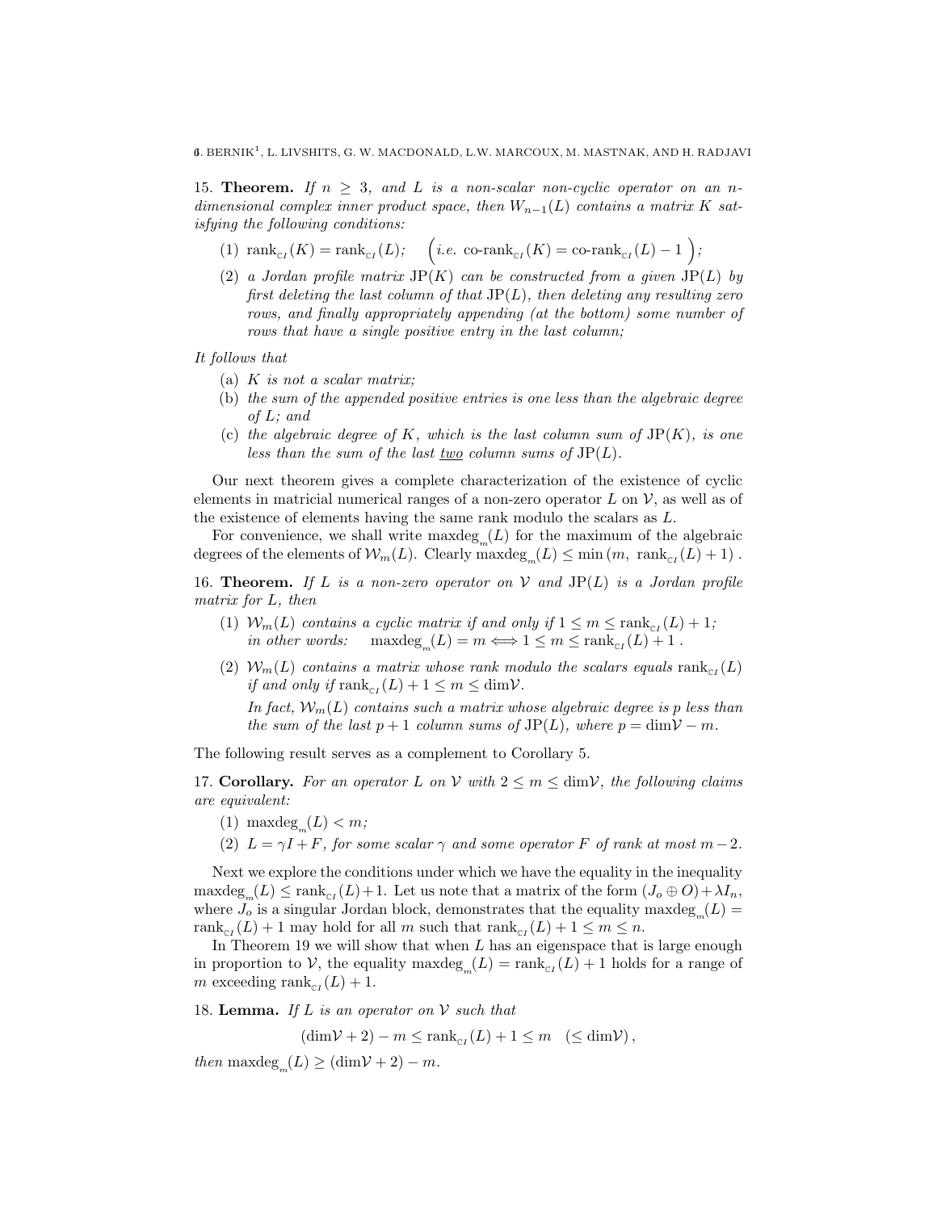15. **Theorem.** *If $n \geq 3$, and $L$ is a non-scalar non-cyclic operator on an $n$-dimensional complex inner product space, then $W_{n-1}(L)$ contains a matrix $K$ satisfying the following conditions:*

1. $\operatorname{rank}_{\mathbb{C}I}(K) = \operatorname{rank}_{\mathbb{C}I}(L)$; $\Big($*i.e.* $\operatorname{co-rank}_{\mathbb{C}I}(K) = \operatorname{co-rank}_{\mathbb{C}I}(L) - 1\Big)$;
2. *a Jordan profile matrix* $\mathrm{JP}(K)$ *can be constructed from a given* $\mathrm{JP}(L)$ *by first deleting the last column of that* $\mathrm{JP}(L)$*, then deleting any resulting zero rows, and finally appropriately appending (at the bottom) some number of rows that have a single positive entry in the last column;*

*It follows that*

- (a) *$K$ is not a scalar matrix;*
- (b) *the sum of the appended positive entries is one less than the algebraic degree of $L$; and*
- (c) *the algebraic degree of $K$, which is the last column sum of* $\mathrm{JP}(K)$*, is one less than the sum of the last two column sums of* $\mathrm{JP}(L)$.

Our next theorem gives a complete characterization of the existence of cyclic elements in matricial numerical ranges of a non-zero operator $L$ on $\mathcal{V}$, as well as of the existence of elements having the same rank modulo the scalars as $L$.

For convenience, we shall write $\operatorname{maxdeg}_m(L)$ for the maximum of the algebraic degrees of the elements of $\mathcal{W}_m(L)$. Clearly $\operatorname{maxdeg}_m(L) \leq \min\left(m,\ \operatorname{rank}_{\mathbb{C}I}(L) + 1\right)$.

16. **Theorem.** *If $L$ is a non-zero operator on $\mathcal{V}$ and* $\mathrm{JP}(L)$ *is a Jordan profile matrix for $L$, then*

1. *$\mathcal{W}_m(L)$ contains a cyclic matrix if and only if $1 \leq m \leq \operatorname{rank}_{\mathbb{C}I}(L) + 1$; in other words:* $\quad \operatorname{maxdeg}_m(L) = m \iff 1 \leq m \leq \operatorname{rank}_{\mathbb{C}I}(L) + 1$.
2. *$\mathcal{W}_m(L)$ contains a matrix whose rank modulo the scalars equals $\operatorname{rank}_{\mathbb{C}I}(L)$ if and only if $\operatorname{rank}_{\mathbb{C}I}(L) + 1 \leq m \leq \dim\mathcal{V}$.*

   *In fact, $\mathcal{W}_m(L)$ contains such a matrix whose algebraic degree is $p$ less than the sum of the last $p+1$ column sums of* $\mathrm{JP}(L)$*, where $p = \dim\mathcal{V} - m$.*

The following result serves as a complement to Corollary 5.

17. **Corollary.** *For an operator $L$ on $\mathcal{V}$ with $2 \leq m \leq \dim\mathcal{V}$, the following claims are equivalent:*

1. $\operatorname{maxdeg}_m(L) < m$;
2. *$L = \gamma I + F$, for some scalar $\gamma$ and some operator $F$ of rank at most $m-2$.*

Next we explore the conditions under which we have the equality in the inequality $\operatorname{maxdeg}_m(L) \leq \operatorname{rank}_{\mathbb{C}I}(L)+1$. Let us note that a matrix of the form $(J_o \oplus O) + \lambda I_n$, where $J_o$ is a singular Jordan block, demonstrates that the equality $\operatorname{maxdeg}_m(L) = \operatorname{rank}_{\mathbb{C}I}(L) + 1$ may hold for all $m$ such that $\operatorname{rank}_{\mathbb{C}I}(L) + 1 \leq m \leq n$.

In Theorem 19 we will show that when $L$ has an eigenspace that is large enough in proportion to $\mathcal{V}$, the equality $\operatorname{maxdeg}_m(L) = \operatorname{rank}_{\mathbb{C}I}(L) + 1$ holds for a range of $m$ exceeding $\operatorname{rank}_{\mathbb{C}I}(L) + 1$.

18. **Lemma.** *If $L$ is an operator on $\mathcal{V}$ such that*

$$(\dim\mathcal{V} + 2) - m \leq \operatorname{rank}_{\mathbb{C}I}(L) + 1 \leq m \quad (\leq \dim\mathcal{V}),$$

*then* $\operatorname{maxdeg}_m(L) \geq (\dim\mathcal{V} + 2) - m$.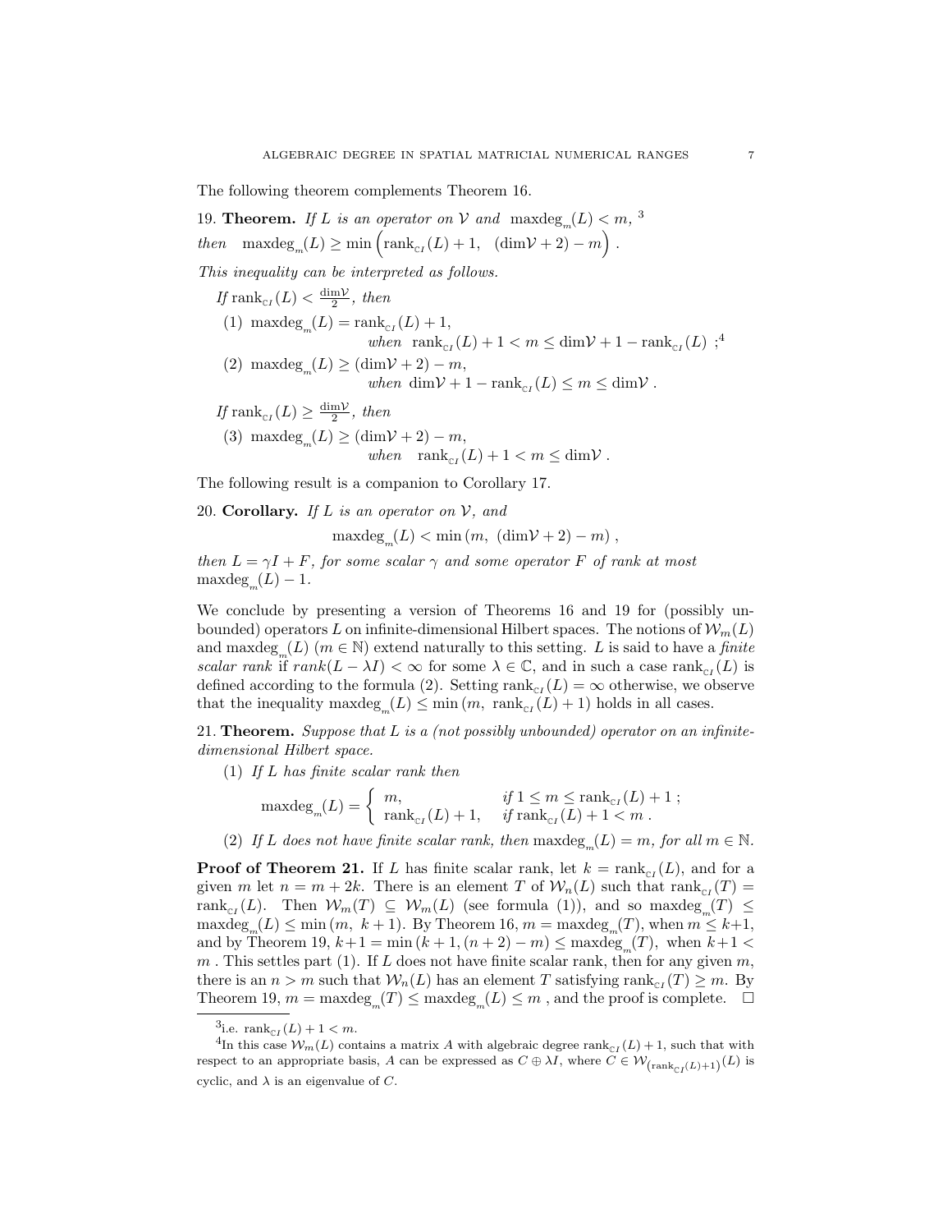The following theorem complements Theorem 16.

19. **Theorem.** *If $L$ is an operator on $\mathcal{V}$ and* $\operatorname{maxdeg}_m(L) < m$, [3]
*then* $\quad \operatorname{maxdeg}_m(L) \geq \min\Big(\operatorname{rank}_{\mathbb{C}I}(L)+1, \quad (\dim\mathcal{V}+2)-m\Big)$ .

*This inequality can be interpreted as follows.*

*If* $\operatorname{rank}_{\mathbb{C}I}(L) < \frac{\dim\mathcal{V}}{2}$, *then*

(1) $\operatorname{maxdeg}_m(L) = \operatorname{rank}_{\mathbb{C}I}(L)+1$,
*when* $\operatorname{rank}_{\mathbb{C}I}(L)+1 < m \leq \dim\mathcal{V}+1-\operatorname{rank}_{\mathbb{C}I}(L)$ ;[4]

(2) $\operatorname{maxdeg}_m(L) \geq (\dim\mathcal{V}+2)-m$,
*when* $\dim\mathcal{V}+1-\operatorname{rank}_{\mathbb{C}I}(L) \leq m \leq \dim\mathcal{V}$ .

*If* $\operatorname{rank}_{\mathbb{C}I}(L) \geq \frac{\dim\mathcal{V}}{2}$, *then*

(3) $\operatorname{maxdeg}_m(L) \geq (\dim\mathcal{V}+2)-m$,
*when* $\operatorname{rank}_{\mathbb{C}I}(L)+1 < m \leq \dim\mathcal{V}$ .

The following result is a companion to Corollary 17.

20. **Corollary.** *If $L$ is an operator on $\mathcal{V}$, and*

$$\operatorname{maxdeg}_m(L) < \min\left(m,\ (\dim\mathcal{V}+2)-m\right),$$

*then $L = \gamma I + F$, for some scalar $\gamma$ and some operator $F$ of rank at most* $\operatorname{maxdeg}_m(L)-1$.

We conclude by presenting a version of Theorems 16 and 19 for (possibly unbounded) operators $L$ on infinite-dimensional Hilbert spaces. The notions of $\mathcal{W}_m(L)$ and $\operatorname{maxdeg}_m(L)$ ($m \in \mathbb{N}$) extend naturally to this setting. $L$ is said to have a *finite scalar rank* if $rank(L-\lambda I) < \infty$ for some $\lambda \in \mathbb{C}$, and in such a case $\operatorname{rank}_{\mathbb{C}I}(L)$ is defined according to the formula (2). Setting $\operatorname{rank}_{\mathbb{C}I}(L) = \infty$ otherwise, we observe that the inequality $\operatorname{maxdeg}_m(L) \leq \min\left(m,\ \operatorname{rank}_{\mathbb{C}I}(L)+1\right)$ holds in all cases.

21. **Theorem.** *Suppose that $L$ is a (not possibly unbounded) operator on an infinite-dimensional Hilbert space.*

(1) *If $L$ has finite scalar rank then*

$$\operatorname{maxdeg}_m(L) = \begin{cases} m, & \text{if } 1 \leq m \leq \operatorname{rank}_{\mathbb{C}I}(L)+1\ ; \\ \operatorname{rank}_{\mathbb{C}I}(L)+1, & \text{if } \operatorname{rank}_{\mathbb{C}I}(L)+1 < m\ . \end{cases}$$

(2) *If $L$ does not have finite scalar rank, then* $\operatorname{maxdeg}_m(L) = m$, *for all* $m \in \mathbb{N}$.

**Proof of Theorem 21.** If $L$ has finite scalar rank, let $k = \operatorname{rank}_{\mathbb{C}I}(L)$, and for a given $m$ let $n = m+2k$. There is an element $T$ of $\mathcal{W}_n(L)$ such that $\operatorname{rank}_{\mathbb{C}I}(T) = \operatorname{rank}_{\mathbb{C}I}(L)$. Then $\mathcal{W}_m(T) \subseteq \mathcal{W}_m(L)$ (see formula (1)), and so $\operatorname{maxdeg}_m(T) \leq \operatorname{maxdeg}_m(L) \leq \min\left(m,\ k+1\right)$. By Theorem 16, $m = \operatorname{maxdeg}_m(T)$, when $m \leq k+1$, and by Theorem 19, $k+1 = \min\left(k+1, (n+2)-m\right) \leq \operatorname{maxdeg}_m(T)$, when $k+1 < m$ . This settles part (1). If $L$ does not have finite scalar rank, then for any given $m$, there is an $n > m$ such that $\mathcal{W}_n(L)$ has an element $T$ satisfying $\operatorname{rank}_{\mathbb{C}I}(T) \geq m$. By Theorem 19, $m = \operatorname{maxdeg}_m(T) \leq \operatorname{maxdeg}_m(L) \leq m$ , and the proof is complete. $\square$

---

[3] i.e. $\operatorname{rank}_{\mathbb{C}I}(L)+1 < m$.

[4] In this case $\mathcal{W}_m(L)$ contains a matrix $A$ with algebraic degree $\operatorname{rank}_{\mathbb{C}I}(L)+1$, such that with respect to an appropriate basis, $A$ can be expressed as $C \oplus \lambda I$, where $C \in \mathcal{W}_{\left(\operatorname{rank}_{\mathbb{C}I}(L)+1\right)}(L)$ is cyclic, and $\lambda$ is an eigenvalue of $C$.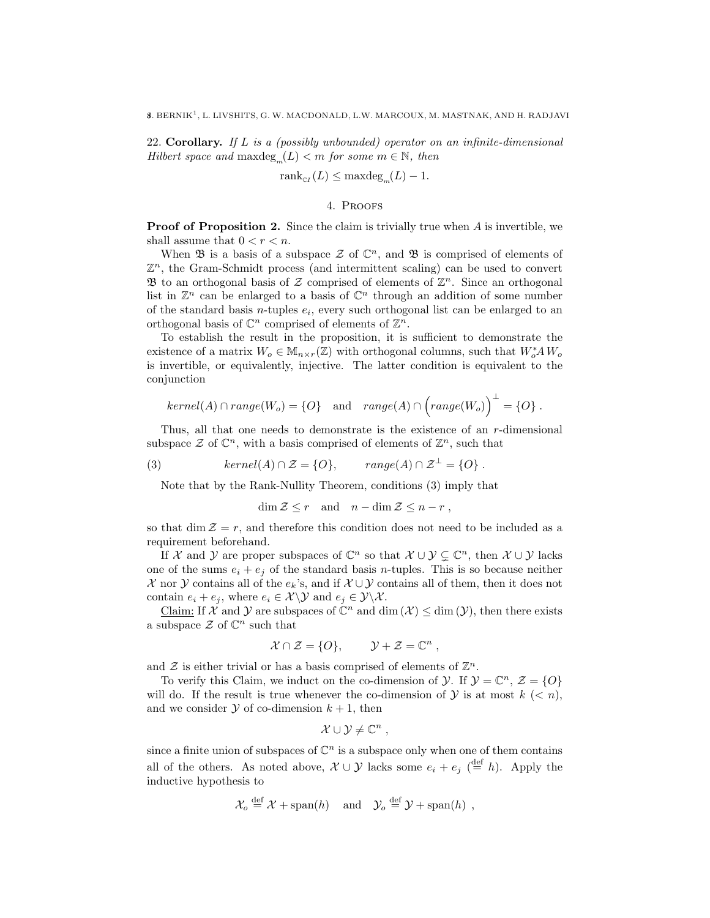22. **Corollary.** *If $L$ is a (possibly unbounded) operator on an infinite-dimensional Hilbert space and* $\mathrm{maxdeg}_m(L) < m$ *for some* $m \in \mathbb{N}$, *then*

$$\mathrm{rank}_{\mathbb{C}I}(L) \leq \mathrm{maxdeg}_m(L) - 1.$$

## 4. Proofs

**Proof of Proposition 2.** Since the claim is trivially true when $A$ is invertible, we shall assume that $0 < r < n$.

When $\mathfrak{B}$ is a basis of a subspace $\mathcal{Z}$ of $\mathbb{C}^n$, and $\mathfrak{B}$ is comprised of elements of $\mathbb{Z}^n$, the Gram-Schmidt process (and intermittent scaling) can be used to convert $\mathfrak{B}$ to an orthogonal basis of $\mathcal{Z}$ comprised of elements of $\mathbb{Z}^n$. Since an orthogonal list in $\mathbb{Z}^n$ can be enlarged to a basis of $\mathbb{C}^n$ through an addition of some number of the standard basis $n$-tuples $e_i$, every such orthogonal list can be enlarged to an orthogonal basis of $\mathbb{C}^n$ comprised of elements of $\mathbb{Z}^n$.

To establish the result in the proposition, it is sufficient to demonstrate the existence of a matrix $W_o \in \mathbb{M}_{n\times r}(\mathbb{Z})$ with orthogonal columns, such that $W_o^* A W_o$ is invertible, or equivalently, injective. The latter condition is equivalent to the conjunction

$$kernel(A) \cap range(W_o) = \{O\} \quad \text{and} \quad range(A) \cap \Big(range(W_o)\Big)^{\perp} = \{O\}\,.$$

Thus, all that one needs to demonstrate is the existence of an $r$-dimensional subspace $\mathcal{Z}$ of $\mathbb{C}^n$, with a basis comprised of elements of $\mathbb{Z}^n$, such that

$$kernel(A) \cap \mathcal{Z} = \{O\}, \qquad range(A) \cap \mathcal{Z}^{\perp} = \{O\}\,. \tag{3}$$

Note that by the Rank-Nullity Theorem, conditions (3) imply that

$$\dim \mathcal{Z} \leq r \quad \text{and} \quad n - \dim \mathcal{Z} \leq n - r\,,$$

so that $\dim \mathcal{Z} = r$, and therefore this condition does not need to be included as a requirement beforehand.

If $\mathcal{X}$ and $\mathcal{Y}$ are proper subspaces of $\mathbb{C}^n$ so that $\mathcal{X} \cup \mathcal{Y} \subsetneq \mathbb{C}^n$, then $\mathcal{X} \cup \mathcal{Y}$ lacks one of the sums $e_i + e_j$ of the standard basis $n$-tuples. This is so because neither $\mathcal{X}$ nor $\mathcal{Y}$ contains all of the $e_k$'s, and if $\mathcal{X} \cup \mathcal{Y}$ contains all of them, then it does not contain $e_i + e_j$, where $e_i \in \mathcal{X} \backslash \mathcal{Y}$ and $e_j \in \mathcal{Y} \backslash \mathcal{X}$.

<u>Claim:</u> If $\mathcal{X}$ and $\mathcal{Y}$ are subspaces of $\mathbb{C}^n$ and $\dim(\mathcal{X}) \leq \dim(\mathcal{Y})$, then there exists a subspace $\mathcal{Z}$ of $\mathbb{C}^n$ such that

$$\mathcal{X} \cap \mathcal{Z} = \{O\}, \qquad \mathcal{Y} + \mathcal{Z} = \mathbb{C}^n\,,$$

and $\mathcal{Z}$ is either trivial or has a basis comprised of elements of $\mathbb{Z}^n$.

To verify this Claim, we induct on the co-dimension of $\mathcal{Y}$. If $\mathcal{Y} = \mathbb{C}^n$, $\mathcal{Z} = \{O\}$ will do. If the result is true whenever the co-dimension of $\mathcal{Y}$ is at most $k$ $(< n)$, and we consider $\mathcal{Y}$ of co-dimension $k+1$, then

$$\mathcal{X} \cup \mathcal{Y} \neq \mathbb{C}^n\,,$$

since a finite union of subspaces of $\mathbb{C}^n$ is a subspace only when one of them contains all of the others. As noted above, $\mathcal{X} \cup \mathcal{Y}$ lacks some $e_i + e_j$ ($\stackrel{\text{def}}{=} h$). Apply the inductive hypothesis to

$$\mathcal{X}_o \stackrel{\text{def}}{=} \mathcal{X} + \mathrm{span}(h) \quad \text{and} \quad \mathcal{Y}_o \stackrel{\text{def}}{=} \mathcal{Y} + \mathrm{span}(h)\,,$$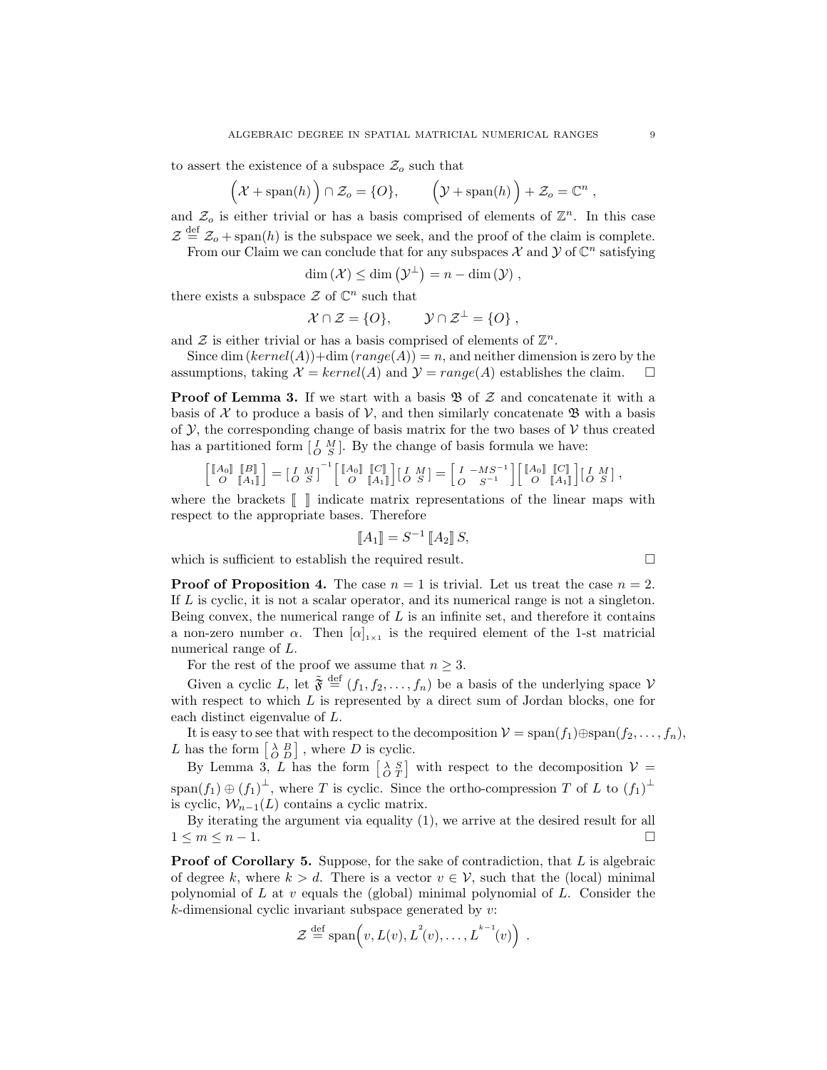to assert the existence of a subspace $\mathcal{Z}_o$ such that

$$\Big(\mathcal{X} + \mathrm{span}(h)\Big) \cap \mathcal{Z}_o = \{O\}, \qquad \Big(\mathcal{Y} + \mathrm{span}(h)\Big) + \mathcal{Z}_o = \mathbb{C}^n \ ,$$

and $\mathcal{Z}_o$ is either trivial or has a basis comprised of elements of $\mathbb{Z}^n$. In this case $\mathcal{Z} \stackrel{\text{def}}{=} \mathcal{Z}_o + \mathrm{span}(h)$ is the subspace we seek, and the proof of the claim is complete.

From our Claim we can conclude that for any subspaces $\mathcal{X}$ and $\mathcal{Y}$ of $\mathbb{C}^n$ satisfying

$$\dim(\mathcal{X}) \leq \dim\left(\mathcal{Y}^{\perp}\right) = n - \dim(\mathcal{Y}) \ ,$$

there exists a subspace $\mathcal{Z}$ of $\mathbb{C}^n$ such that

$$\mathcal{X} \cap \mathcal{Z} = \{O\}, \qquad \mathcal{Y} \cap \mathcal{Z}^{\perp} = \{O\} \ ,$$

and $\mathcal{Z}$ is either trivial or has a basis comprised of elements of $\mathbb{Z}^n$.

Since $\dim(kernel(A)) + \dim(range(A)) = n$, and neither dimension is zero by the assumptions, taking $\mathcal{X} = kernel(A)$ and $\mathcal{Y} = range(A)$ establishes the claim. $\square$

**Proof of Lemma 3.** If we start with a basis $\mathfrak{B}$ of $\mathcal{Z}$ and concatenate it with a basis of $\mathcal{X}$ to produce a basis of $\mathcal{V}$, and then similarly concatenate $\mathfrak{B}$ with a basis of $\mathcal{Y}$, the corresponding change of basis matrix for the two bases of $\mathcal{V}$ thus created has a partitioned form $\left[\begin{smallmatrix} I & M \\ O & S \end{smallmatrix}\right]$. By the change of basis formula we have:

$$\begin{bmatrix} [\![A_0]\!] & [\![B]\!] \\ O & [\![A_1]\!] \end{bmatrix} = \begin{bmatrix} I & M \\ O & S \end{bmatrix}^{-1} \begin{bmatrix} [\![A_0]\!] & [\![C]\!] \\ O & [\![A_1]\!] \end{bmatrix} \begin{bmatrix} I & M \\ O & S \end{bmatrix} = \begin{bmatrix} I & -MS^{-1} \\ O & S^{-1} \end{bmatrix} \begin{bmatrix} [\![A_0]\!] & [\![C]\!] \\ O & [\![A_1]\!] \end{bmatrix} \begin{bmatrix} I & M \\ O & S \end{bmatrix},$$

where the brackets $[\![\ \ ]\!]$ indicate matrix representations of the linear maps with respect to the appropriate bases. Therefore

$$[\![A_1]\!] = S^{-1}\, [\![A_2]\!]\, S,$$

which is sufficient to establish the required result. $\square$

**Proof of Proposition 4.** The case $n = 1$ is trivial. Let us treat the case $n = 2$. If $L$ is cyclic, it is not a scalar operator, and its numerical range is not a singleton. Being convex, the numerical range of $L$ is an infinite set, and therefore it contains a non-zero number $\alpha$. Then $[\alpha]_{1\times 1}$ is the required element of the 1-st matricial numerical range of $L$.

For the rest of the proof we assume that $n \geq 3$.

Given a cyclic $L$, let $\tilde{\mathfrak{F}} \stackrel{\text{def}}{=} (f_1, f_2, \ldots, f_n)$ be a basis of the underlying space $\mathcal{V}$ with respect to which $L$ is represented by a direct sum of Jordan blocks, one for each distinct eigenvalue of $L$.

It is easy to see that with respect to the decomposition $\mathcal{V} = \mathrm{span}(f_1) \oplus \mathrm{span}(f_2, \ldots, f_n)$, $L$ has the form $\left[\begin{smallmatrix} \lambda & B \\ O & D \end{smallmatrix}\right]$, where $D$ is cyclic.

By Lemma 3, $L$ has the form $\left[\begin{smallmatrix} \lambda & S \\ O & T \end{smallmatrix}\right]$ with respect to the decomposition $\mathcal{V} = \mathrm{span}(f_1) \oplus (f_1)^{\perp}$, where $T$ is cyclic. Since the ortho-compression $T$ of $L$ to $(f_1)^{\perp}$ is cyclic, $\mathcal{W}_{n-1}(L)$ contains a cyclic matrix.

By iterating the argument via equality (1), we arrive at the desired result for all $1 \leq m \leq n-1$. $\square$

**Proof of Corollary 5.** Suppose, for the sake of contradiction, that $L$ is algebraic of degree $k$, where $k > d$. There is a vector $v \in \mathcal{V}$, such that the (local) minimal polynomial of $L$ at $v$ equals the (global) minimal polynomial of $L$. Consider the $k$-dimensional cyclic invariant subspace generated by $v$:

$$\mathcal{Z} \stackrel{\text{def}}{=} \mathrm{span}\Big(v, L(v), L^2(v), \ldots, L^{k-1}(v)\Big) \ .$$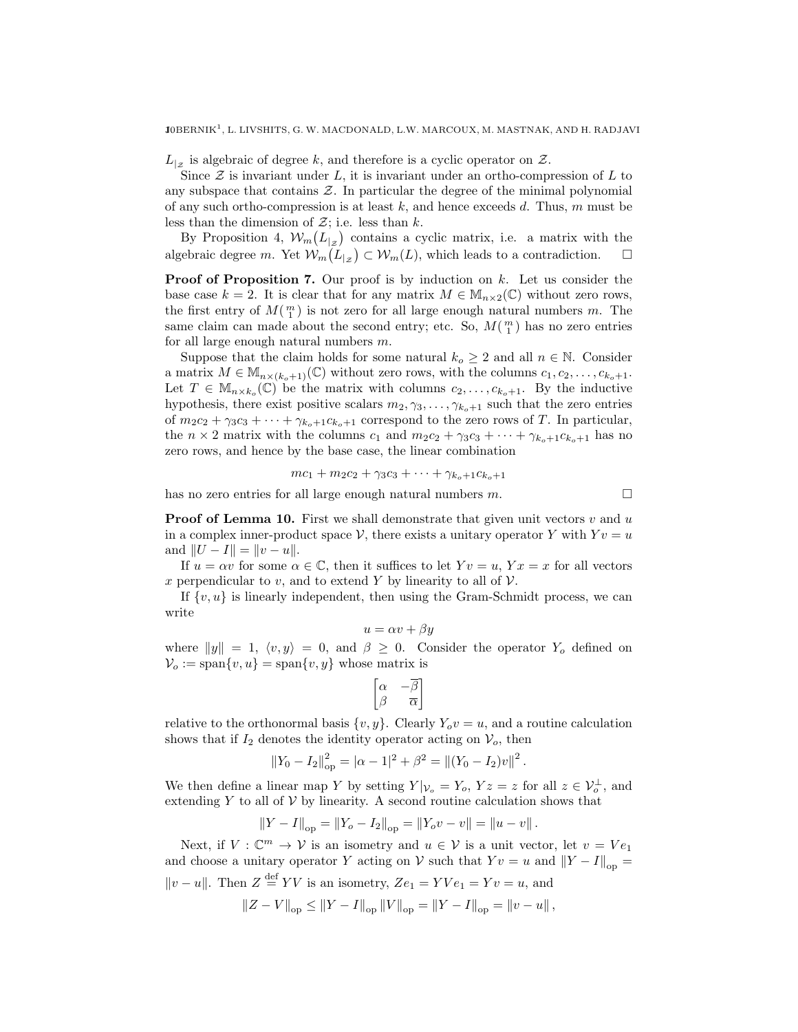$L_{|\mathcal{Z}}$ is algebraic of degree $k$, and therefore is a cyclic operator on $\mathcal{Z}$.

Since $\mathcal{Z}$ is invariant under $L$, it is invariant under an ortho-compression of $L$ to any subspace that contains $\mathcal{Z}$. In particular the degree of the minimal polynomial of any such ortho-compression is at least $k$, and hence exceeds $d$. Thus, $m$ must be less than the dimension of $\mathcal{Z}$; i.e. less than $k$.

By Proposition 4, $\mathcal{W}_m\big(L_{|\mathcal{Z}}\big)$ contains a cyclic matrix, i.e. a matrix with the algebraic degree $m$. Yet $\mathcal{W}_m\big(L_{|\mathcal{Z}}\big) \subset \mathcal{W}_m(L)$, which leads to a contradiction. $\square$

**Proof of Proposition 7.** Our proof is by induction on $k$. Let us consider the base case $k = 2$. It is clear that for any matrix $M \in \mathbb{M}_{n\times 2}(\mathbb{C})$ without zero rows, the first entry of $M\binom{m}{1}$ is not zero for all large enough natural numbers $m$. The same claim can made about the second entry; etc. So, $M\binom{m}{1}$ has no zero entries for all large enough natural numbers $m$.

Suppose that the claim holds for some natural $k_o \geq 2$ and all $n \in \mathbb{N}$. Consider a matrix $M \in \mathbb{M}_{n\times(k_o+1)}(\mathbb{C})$ without zero rows, with the columns $c_1, c_2, \ldots, c_{k_o+1}$. Let $T \in \mathbb{M}_{n\times k_o}(\mathbb{C})$ be the matrix with columns $c_2, \ldots, c_{k_o+1}$. By the inductive hypothesis, there exist positive scalars $m_2, \gamma_3, \ldots, \gamma_{k_o+1}$ such that the zero entries of $m_2c_2 + \gamma_3c_3 + \cdots + \gamma_{k_o+1}c_{k_o+1}$ correspond to the zero rows of $T$. In particular, the $n \times 2$ matrix with the columns $c_1$ and $m_2c_2 + \gamma_3c_3 + \cdots + \gamma_{k_o+1}c_{k_o+1}$ has no zero rows, and hence by the base case, the linear combination

$$mc_1 + m_2c_2 + \gamma_3c_3 + \cdots + \gamma_{k_o+1}c_{k_o+1}$$

has no zero entries for all large enough natural numbers $m$. $\square$

**Proof of Lemma 10.** First we shall demonstrate that given unit vectors $v$ and $u$ in a complex inner-product space $\mathcal{V}$, there exists a unitary operator $Y$ with $Yv = u$ and $\|U - I\| = \|v - u\|$.

If $u = \alpha v$ for some $\alpha \in \mathbb{C}$, then it suffices to let $Yv = u$, $Yx = x$ for all vectors $x$ perpendicular to $v$, and to extend $Y$ by linearity to all of $\mathcal{V}$.

If $\{v, u\}$ is linearly independent, then using the Gram-Schmidt process, we can write

$$u = \alpha v + \beta y$$

where $\|y\| = 1$, $\langle v, y\rangle = 0$, and $\beta \geq 0$. Consider the operator $Y_o$ defined on $\mathcal{V}_o := \operatorname{span}\{v, u\} = \operatorname{span}\{v, y\}$ whose matrix is

$$\begin{bmatrix} \alpha & -\overline{\beta} \\ \beta & \overline{\alpha} \end{bmatrix}$$

relative to the orthonormal basis $\{v, y\}$. Clearly $Y_ov = u$, and a routine calculation shows that if $I_2$ denotes the identity operator acting on $\mathcal{V}_o$, then

$$\|Y_0 - I_2\|_{\mathrm{op}}^2 = |\alpha - 1|^2 + \beta^2 = \|(Y_0 - I_2)v\|^2.$$

We then define a linear map $Y$ by setting $Y|_{\mathcal{V}_o} = Y_o$, $Yz = z$ for all $z \in \mathcal{V}_o^\perp$, and extending $Y$ to all of $\mathcal{V}$ by linearity. A second routine calculation shows that

$$\|Y - I\|_{\mathrm{op}} = \|Y_o - I_2\|_{\mathrm{op}} = \|Y_ov - v\| = \|u - v\|.$$

Next, if $V : \mathbb{C}^m \to \mathcal{V}$ is an isometry and $u \in \mathcal{V}$ is a unit vector, let $v = Ve_1$ and choose a unitary operator $Y$ acting on $\mathcal{V}$ such that $Yv = u$ and $\|Y - I\|_{\mathrm{op}} = \|v - u\|$. Then $Z \overset{\mathrm{def}}{=} YV$ is an isometry, $Ze_1 = YVe_1 = Yv = u$, and

$$\|Z - V\|_{\mathrm{op}} \leq \|Y - I\|_{\mathrm{op}} \|V\|_{\mathrm{op}} = \|Y - I\|_{\mathrm{op}} = \|v - u\|,$$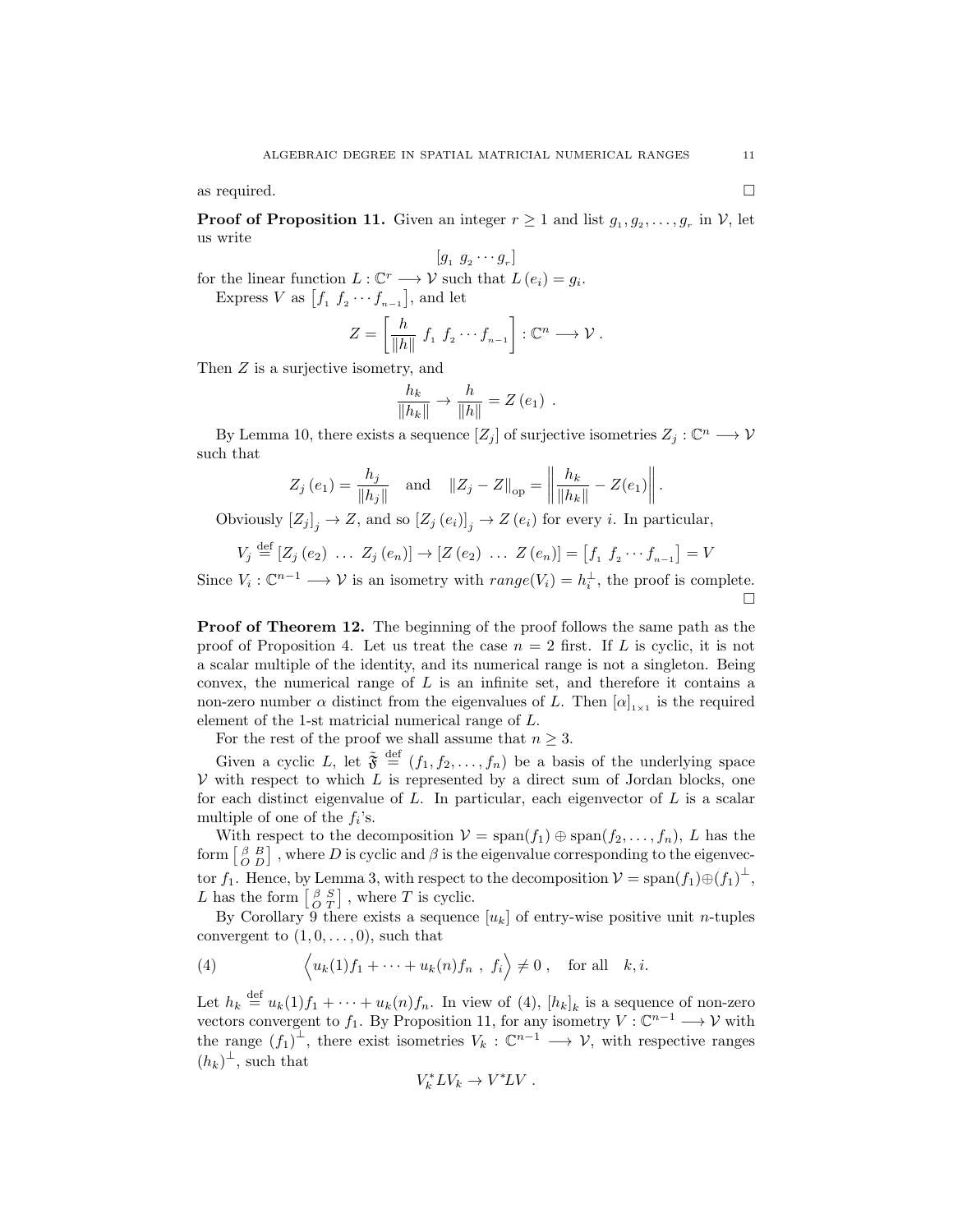as required. $\square$

**Proof of Proposition 11.** Given an integer $r \geq 1$ and list $g_1, g_2, \ldots, g_r$ in $\mathcal{V}$, let us write

$$[g_1 \ g_2 \cdots g_r]$$

for the linear function $L : \mathbb{C}^r \longrightarrow \mathcal{V}$ such that $L(e_i) = g_i$.

Express $V$ as $\left[f_1 \ f_2 \cdots f_{n-1}\right]$, and let

$$Z = \left[\frac{h}{\|h\|} \ f_1 \ f_2 \cdots f_{n-1}\right] : \mathbb{C}^n \longrightarrow \mathcal{V} \ .$$

Then $Z$ is a surjective isometry, and

$$\frac{h_k}{\|h_k\|} \to \frac{h}{\|h\|} = Z(e_1) \ .$$

By Lemma 10, there exists a sequence $[Z_j]$ of surjective isometries $Z_j : \mathbb{C}^n \longrightarrow \mathcal{V}$ such that

$$Z_j(e_1) = \frac{h_j}{\|h_j\|} \quad \text{and} \quad \|Z_j - Z\|_{\text{op}} = \left\| \frac{h_k}{\|h_k\|} - Z(e_1) \right\| .$$

Obviously $[Z_j]_j \to Z$, and so $[Z_j(e_i)]_j \to Z(e_i)$ for every $i$. In particular,

$$V_j \stackrel{\text{def}}{=} [Z_j(e_2) \ \ldots \ Z_j(e_n)] \to [Z(e_2) \ \ldots \ Z(e_n)] = \left[f_1 \ f_2 \cdots f_{n-1}\right] = V$$

Since $V_i : \mathbb{C}^{n-1} \longrightarrow \mathcal{V}$ is an isometry with $range(V_i) = h_i^{\perp}$, the proof is complete. $\square$

**Proof of Theorem 12.** The beginning of the proof follows the same path as the proof of Proposition 4. Let us treat the case $n = 2$ first. If $L$ is cyclic, it is not a scalar multiple of the identity, and its numerical range is not a singleton. Being convex, the numerical range of $L$ is an infinite set, and therefore it contains a non-zero number $\alpha$ distinct from the eigenvalues of $L$. Then $[\alpha]_{1\times 1}$ is the required element of the 1-st matricial numerical range of $L$.

For the rest of the proof we shall assume that $n \geq 3$.

Given a cyclic $L$, let $\tilde{\mathfrak{F}} \stackrel{\text{def}}{=} (f_1, f_2, \ldots, f_n)$ be a basis of the underlying space $\mathcal{V}$ with respect to which $L$ is represented by a direct sum of Jordan blocks, one for each distinct eigenvalue of $L$. In particular, each eigenvector of $L$ is a scalar multiple of one of the $f_i$'s.

With respect to the decomposition $\mathcal{V} = \text{span}(f_1) \oplus \text{span}(f_2, \ldots, f_n)$, $L$ has the form $\left[\begin{smallmatrix} \beta & B \\ O & D \end{smallmatrix}\right]$, where $D$ is cyclic and $\beta$ is the eigenvalue corresponding to the eigenvector $f_1$. Hence, by Lemma 3, with respect to the decomposition $\mathcal{V} = \text{span}(f_1) \oplus (f_1)^{\perp}$, $L$ has the form $\left[\begin{smallmatrix} \beta & S \\ O & T \end{smallmatrix}\right]$, where $T$ is cyclic.

By Corollary 9 there exists a sequence $[u_k]$ of entry-wise positive unit $n$-tuples convergent to $(1, 0, \ldots, 0)$, such that

$$\Big\langle u_k(1) f_1 + \cdots + u_k(n) f_n \ , \ f_i \Big\rangle \neq 0 \ , \quad \text{for all} \quad k, i. \tag{4}$$

Let $h_k \stackrel{\text{def}}{=} u_k(1) f_1 + \cdots + u_k(n) f_n$. In view of (4), $[h_k]_k$ is a sequence of non-zero vectors convergent to $f_1$. By Proposition 11, for any isometry $V : \mathbb{C}^{n-1} \longrightarrow \mathcal{V}$ with the range $(f_1)^{\perp}$, there exist isometries $V_k : \mathbb{C}^{n-1} \longrightarrow \mathcal{V}$, with respective ranges $(h_k)^{\perp}$, such that

$$V_k^* L V_k \to V^* L V \ .$$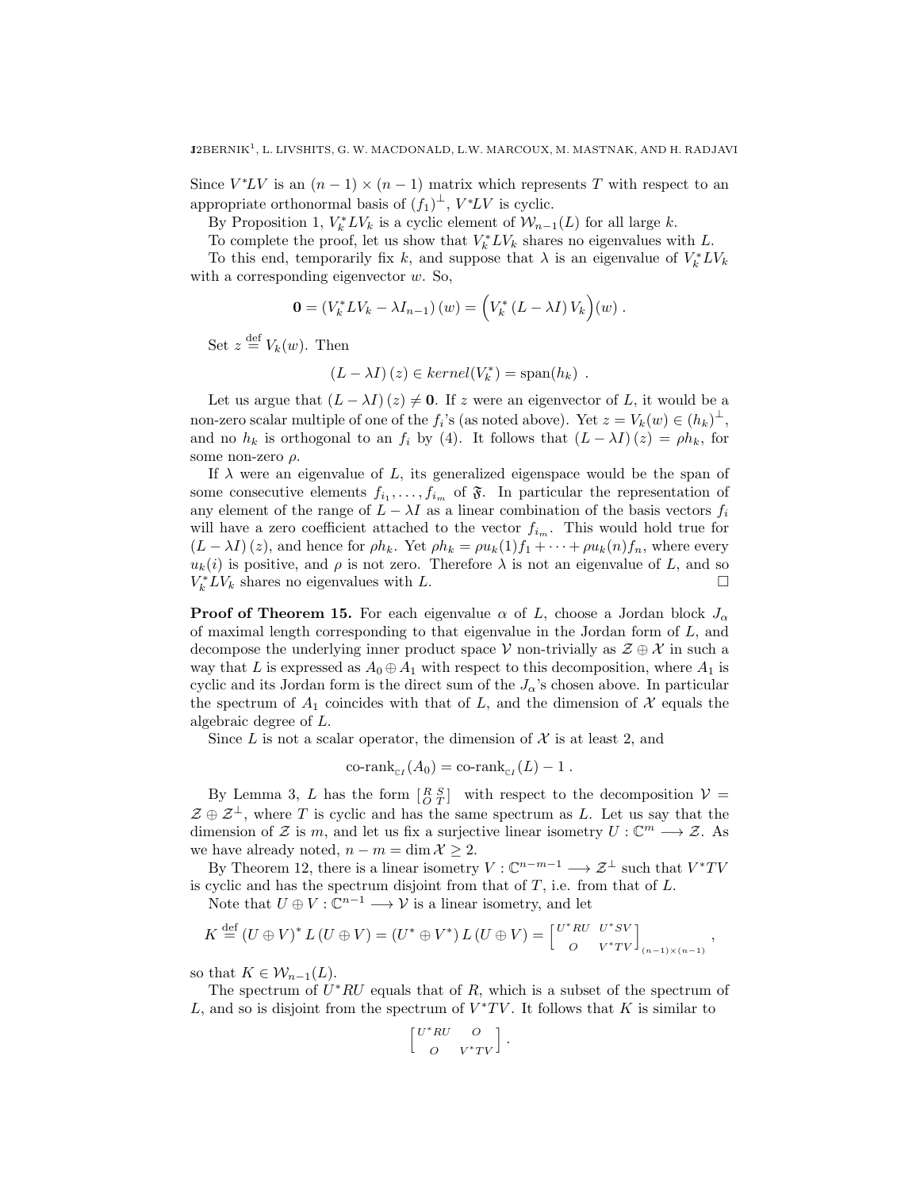Since $V^*LV$ is an $(n-1)\times(n-1)$ matrix which represents $T$ with respect to an appropriate orthonormal basis of $(f_1)^{\perp}$, $V^*LV$ is cyclic.

By Proposition 1, $V_k^*LV_k$ is a cyclic element of $\mathcal{W}_{n-1}(L)$ for all large $k$.

To complete the proof, let us show that $V_k^*LV_k$ shares no eigenvalues with $L$.

To this end, temporarily fix $k$, and suppose that $\lambda$ is an eigenvalue of $V_k^*LV_k$ with a corresponding eigenvector $w$. So,

$$\mathbf{0} = (V_k^*LV_k - \lambda I_{n-1})(w) = \Big(V_k^*(L-\lambda I)V_k\Big)(w)\ .$$

Set $z \stackrel{\text{def}}{=} V_k(w)$. Then

$$(L-\lambda I)(z) \in kernel(V_k^*) = \operatorname{span}(h_k)\ .$$

Let us argue that $(L-\lambda I)(z) \neq \mathbf{0}$. If $z$ were an eigenvector of $L$, it would be a non-zero scalar multiple of one of the $f_i$'s (as noted above). Yet $z = V_k(w) \in (h_k)^{\perp}$, and no $h_k$ is orthogonal to an $f_i$ by (4). It follows that $(L-\lambda I)(z) = \rho h_k$, for some non-zero $\rho$.

If $\lambda$ were an eigenvalue of $L$, its generalized eigenspace would be the span of some consecutive elements $f_{i_1}, \ldots, f_{i_m}$ of $\mathfrak{F}$. In particular the representation of any element of the range of $L-\lambda I$ as a linear combination of the basis vectors $f_i$ will have a zero coefficient attached to the vector $f_{i_m}$. This would hold true for $(L-\lambda I)(z)$, and hence for $\rho h_k$. Yet $\rho h_k = \rho u_k(1) f_1 + \cdots + \rho u_k(n) f_n$, where every $u_k(i)$ is positive, and $\rho$ is not zero. Therefore $\lambda$ is not an eigenvalue of $L$, and so $V_k^*LV_k$ shares no eigenvalues with $L$. ☐

**Proof of Theorem 15.** For each eigenvalue $\alpha$ of $L$, choose a Jordan block $J_\alpha$ of maximal length corresponding to that eigenvalue in the Jordan form of $L$, and decompose the underlying inner product space $\mathcal{V}$ non-trivially as $\mathcal{Z}\oplus\mathcal{X}$ in such a way that $L$ is expressed as $A_0 \oplus A_1$ with respect to this decomposition, where $A_1$ is cyclic and its Jordan form is the direct sum of the $J_\alpha$'s chosen above. In particular the spectrum of $A_1$ coincides with that of $L$, and the dimension of $\mathcal{X}$ equals the algebraic degree of $L$.

Since $L$ is not a scalar operator, the dimension of $\mathcal{X}$ is at least 2, and

$$\text{co-rank}_{\mathbb{C}I}(A_0) = \text{co-rank}_{\mathbb{C}I}(L) - 1\ .$$

By Lemma 3, $L$ has the form $\left[\begin{smallmatrix} R & S \\ O & T\end{smallmatrix}\right]$ with respect to the decomposition $\mathcal{V} = \mathcal{Z}\oplus\mathcal{Z}^{\perp}$, where $T$ is cyclic and has the same spectrum as $L$. Let us say that the dimension of $\mathcal{Z}$ is $m$, and let us fix a surjective linear isometry $U : \mathbb{C}^m \longrightarrow \mathcal{Z}$. As we have already noted, $n - m = \dim \mathcal{X} \geq 2$.

By Theorem 12, there is a linear isometry $V : \mathbb{C}^{n-m-1} \longrightarrow \mathcal{Z}^{\perp}$ such that $V^*TV$ is cyclic and has the spectrum disjoint from that of $T$, i.e. from that of $L$.

Note that $U \oplus V : \mathbb{C}^{n-1} \longrightarrow \mathcal{V}$ is a linear isometry, and let

$$K \stackrel{\text{def}}{=} (U\oplus V)^*\, L\,(U\oplus V) = (U^*\oplus V^*)\, L\,(U\oplus V) = \begin{bmatrix} U^*RU & U^*SV \\ O & V^*TV\end{bmatrix}_{(n-1)\times(n-1)}\ ,$$

so that $K \in \mathcal{W}_{n-1}(L)$.

The spectrum of $U^*RU$ equals that of $R$, which is a subset of the spectrum of $L$, and so is disjoint from the spectrum of $V^*TV$. It follows that $K$ is similar to

$$\begin{bmatrix} U^*RU & O \\ O & V^*TV\end{bmatrix}.$$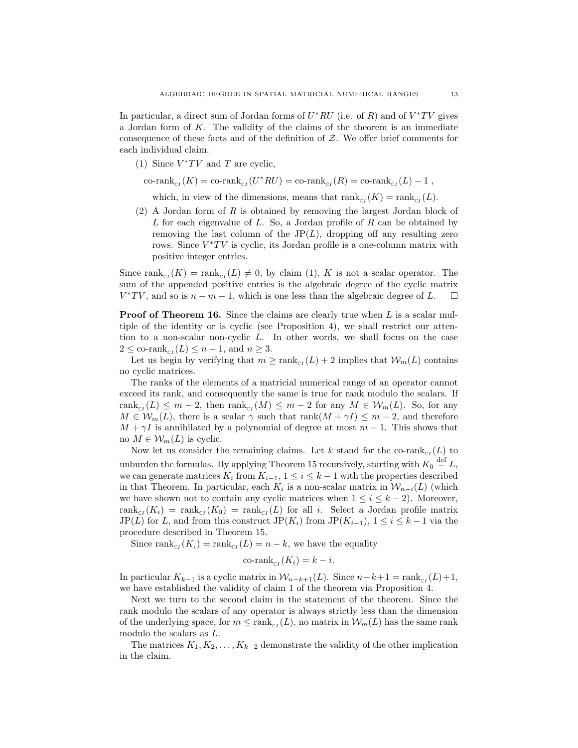In particular, a direct sum of Jordan forms of $U^*RU$ (i.e. of $R$) and of $V^*TV$ gives a Jordan form of $K$. The validity of the claims of the theorem is an immediate consequence of these facts and of the definition of $\mathcal{Z}$. We offer brief comments for each individual claim.

(1) Since $V^*TV$ and $T$ are cyclic,

$$\text{co-rank}_{\mathbb{C}I}(K) = \text{co-rank}_{\mathbb{C}I}(U^*RU) = \text{co-rank}_{\mathbb{C}I}(R) = \text{co-rank}_{\mathbb{C}I}(L) - 1\ ,$$

which, in view of the dimensions, means that $\text{rank}_{\mathbb{C}I}(K) = \text{rank}_{\mathbb{C}I}(L)$.

(2) A Jordan form of $R$ is obtained by removing the largest Jordan block of $L$ for each eigenvalue of $L$. So, a Jordan profile of $R$ can be obtained by removing the last column of the $\text{JP}(L)$, dropping off any resulting zero rows. Since $V^*TV$ is cyclic, its Jordan profile is a one-column matrix with positive integer entries.

Since $\text{rank}_{\mathbb{C}I}(K) = \text{rank}_{\mathbb{C}I}(L) \neq 0$, by claim (1), $K$ is not a scalar operator. The sum of the appended positive entries is the algebraic degree of the cyclic matrix $V^*TV$, and so is $n - m - 1$, which is one less than the algebraic degree of $L$. $\square$

**Proof of Theorem 16.** Since the claims are clearly true when $L$ is a scalar multiple of the identity or is cyclic (see Proposition 4), we shall restrict our attention to a non-scalar non-cyclic $L$. In other words, we shall focus on the case $2 \leq \text{co-rank}_{\mathbb{C}I}(L) \leq n-1$, and $n \geq 3$.

Let us begin by verifying that $m \geq \text{rank}_{\mathbb{C}I}(L) + 2$ implies that $\mathcal{W}_m(L)$ contains no cyclic matrices.

The ranks of the elements of a matricial numerical range of an operator cannot exceed its rank, and consequently the same is true for rank modulo the scalars. If $\text{rank}_{\mathbb{C}I}(L) \leq m-2$, then $\text{rank}_{\mathbb{C}I}(M) \leq m-2$ for any $M \in \mathcal{W}_m(L)$. So, for any $M \in \mathcal{W}_m(L)$, there is a scalar $\gamma$ such that $\text{rank}(M + \gamma I) \leq m-2$, and therefore $M + \gamma I$ is annihilated by a polynomial of degree at most $m-1$. This shows that no $M \in \mathcal{W}_m(L)$ is cyclic.

Now let us consider the remaining claims. Let $k$ stand for the $\text{co-rank}_{\mathbb{C}I}(L)$ to unburden the formulas. By applying Theorem 15 recursively, starting with $K_0 \overset{\text{def}}{=} L$, we can generate matrices $K_i$ from $K_{i-1}$, $1 \leq i \leq k-1$ with the properties described in that Theorem. In particular, each $K_i$ is a non-scalar matrix in $\mathcal{W}_{n-i}(L)$ (which we have shown not to contain any cyclic matrices when $1 \leq i \leq k-2$). Moreover, $\text{rank}_{\mathbb{C}I}(K_i) = \text{rank}_{\mathbb{C}I}(K_0) = \text{rank}_{\mathbb{C}I}(L)$ for all $i$. Select a Jordan profile matrix $\text{JP}(L)$ for $L$, and from this construct $\text{JP}(K_i)$ from $\text{JP}(K_{i-1})$, $1 \leq i \leq k-1$ via the procedure described in Theorem 15.

Since $\text{rank}_{\mathbb{C}I}(K_i) = \text{rank}_{\mathbb{C}I}(L) = n-k$, we have the equality

$$\text{co-rank}_{\mathbb{C}I}(K_i) = k - i.$$

In particular $K_{k-1}$ is a cyclic matrix in $\mathcal{W}_{n-k+1}(L)$. Since $n-k+1 = \text{rank}_{\mathbb{C}I}(L)+1$, we have established the validity of claim 1 of the theorem via Proposition 4.

Next we turn to the second claim in the statement of the theorem. Since the rank modulo the scalars of any operator is always strictly less than the dimension of the underlying space, for $m \leq \text{rank}_{\mathbb{C}I}(L)$, no matrix in $\mathcal{W}_m(L)$ has the same rank modulo the scalars as $L$.

The matrices $K_1, K_2, \ldots, K_{k-2}$ demonstrate the validity of the other implication in the claim.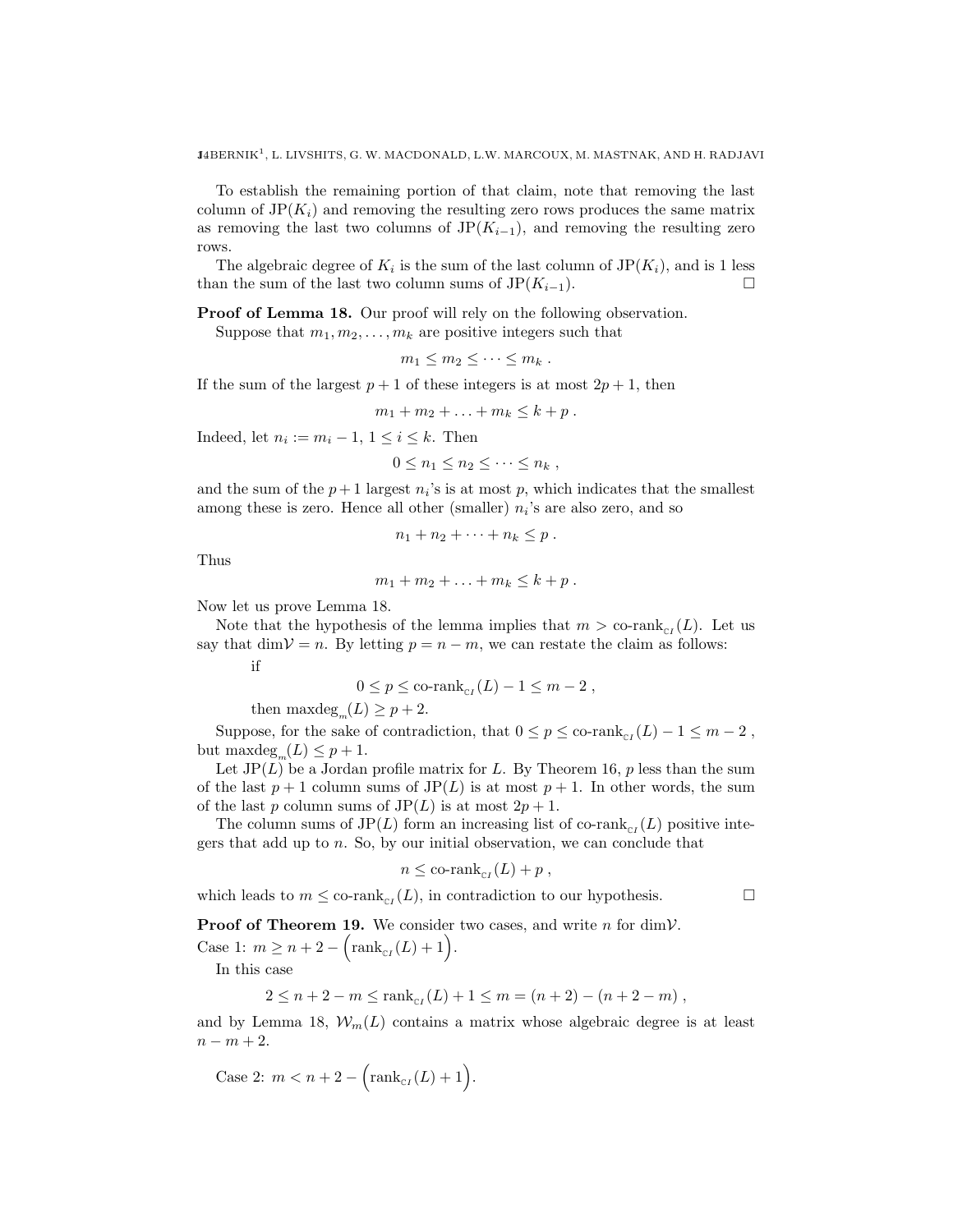To establish the remaining portion of that claim, note that removing the last column of $\mathrm{JP}(K_i)$ and removing the resulting zero rows produces the same matrix as removing the last two columns of $\mathrm{JP}(K_{i-1})$, and removing the resulting zero rows.

The algebraic degree of $K_i$ is the sum of the last column of $\mathrm{JP}(K_i)$, and is 1 less than the sum of the last two column sums of $\mathrm{JP}(K_{i-1})$. $\square$

**Proof of Lemma 18.** Our proof will rely on the following observation.

Suppose that $m_1, m_2, \ldots, m_k$ are positive integers such that

$$m_1 \leq m_2 \leq \cdots \leq m_k \ .$$

If the sum of the largest $p+1$ of these integers is at most $2p+1$, then

$$m_1 + m_2 + \ldots + m_k \leq k + p \ .$$

Indeed, let $n_i := m_i - 1$, $1 \leq i \leq k$. Then

$$0 \leq n_1 \leq n_2 \leq \cdots \leq n_k \ ,$$

and the sum of the $p+1$ largest $n_i$'s is at most $p$, which indicates that the smallest among these is zero. Hence all other (smaller) $n_i$'s are also zero, and so

$$n_1 + n_2 + \cdots + n_k \leq p \ .$$

Thus

$$m_1 + m_2 + \ldots + m_k \leq k + p \ .$$

Now let us prove Lemma 18.

Note that the hypothesis of the lemma implies that $m > \text{co-rank}_{\mathbb{C}I}(L)$. Let us say that $\dim \mathcal{V} = n$. By letting $p = n - m$, we can restate the claim as follows:

if

$$0 \leq p \leq \text{co-rank}_{\mathbb{C}I}(L) - 1 \leq m - 2 \ ,$$

then $\text{maxdeg}_m(L) \geq p + 2$.

Suppose, for the sake of contradiction, that $0 \leq p \leq \text{co-rank}_{\mathbb{C}I}(L) - 1 \leq m - 2$, but $\text{maxdeg}_m(L) \leq p + 1$.

Let $\mathrm{JP}(L)$ be a Jordan profile matrix for $L$. By Theorem 16, $p$ less than the sum of the last $p+1$ column sums of $\mathrm{JP}(L)$ is at most $p+1$. In other words, the sum of the last $p$ column sums of $\mathrm{JP}(L)$ is at most $2p+1$.

The column sums of $\mathrm{JP}(L)$ form an increasing list of $\text{co-rank}_{\mathbb{C}I}(L)$ positive integers that add up to $n$. So, by our initial observation, we can conclude that

$$n \leq \text{co-rank}_{\mathbb{C}I}(L) + p \ ,$$

which leads to $m \leq \text{co-rank}_{\mathbb{C}I}(L)$, in contradiction to our hypothesis. $\square$

**Proof of Theorem 19.** We consider two cases, and write $n$ for $\dim \mathcal{V}$.

Case 1: $m \geq n + 2 - \Big(\text{rank}_{\mathbb{C}I}(L) + 1\Big)$.

In this case

$$2 \leq n + 2 - m \leq \text{rank}_{\mathbb{C}I}(L) + 1 \leq m = (n+2) - (n+2-m) \ ,$$

and by Lemma 18, $\mathcal{W}_m(L)$ contains a matrix whose algebraic degree is at least $n - m + 2$.

Case 2: $m < n + 2 - \Big(\text{rank}_{\mathbb{C}I}(L) + 1\Big)$.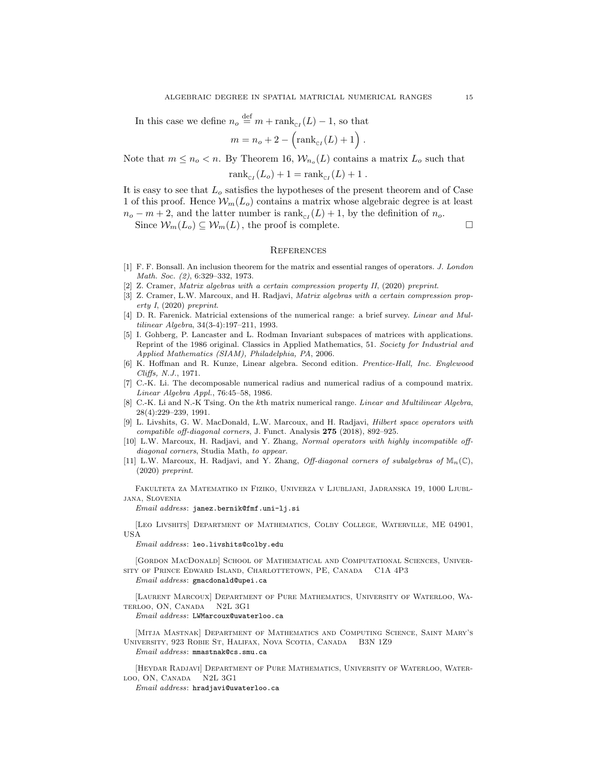In this case we define $n_o \stackrel{\text{def}}{=} m + \operatorname{rank}_{\mathbb{C}I}(L) - 1$, so that

$$m = n_o + 2 - \left(\operatorname{rank}_{\mathbb{C}I}(L) + 1\right).$$

Note that $m \le n_o < n$. By Theorem 16, $\mathcal{W}_{n_o}(L)$ contains a matrix $L_o$ such that

$$\operatorname{rank}_{\mathbb{C}I}(L_o) + 1 = \operatorname{rank}_{\mathbb{C}I}(L) + 1 .$$

It is easy to see that $L_o$ satisfies the hypotheses of the present theorem and of Case 1 of this proof. Hence $\mathcal{W}_m(L_o)$ contains a matrix whose algebraic degree is at least $n_o - m + 2$, and the latter number is $\operatorname{rank}_{\mathbb{C}I}(L) + 1$, by the definition of $n_o$.

Since $\mathcal{W}_m(L_o) \subseteq \mathcal{W}_m(L)$, the proof is complete. $\square$

## References

[1] F. F. Bonsall. An inclusion theorem for the matrix and essential ranges of operators. *J. London Math. Soc. (2)*, 6:329–332, 1973.

[2] Z. Cramer, *Matrix algebras with a certain compression property II*, (2020) *preprint*.

[3] Z. Cramer, L.W. Marcoux, and H. Radjavi, *Matrix algebras with a certain compression property I*, (2020) *preprint*.

[4] D. R. Farenick. Matricial extensions of the numerical range: a brief survey. *Linear and Multilinear Algebra*, 34(3-4):197–211, 1993.

[5] I. Gohberg, P. Lancaster and L. Rodman Invariant subspaces of matrices with applications. Reprint of the 1986 original. Classics in Applied Mathematics, 51. *Society for Industrial and Applied Mathematics (SIAM), Philadelphia, PA*, 2006.

[6] K. Hoffman and R. Kunze, Linear algebra. Second edition. *Prentice-Hall, Inc. Englewood Cliffs, N.J.*, 1971.

[7] C.-K. Li. The decomposable numerical radius and numerical radius of a compound matrix. *Linear Algebra Appl.*, 76:45–58, 1986.

[8] C.-K. Li and N.-K Tsing. On the $k$th matrix numerical range. *Linear and Multilinear Algebra*, 28(4):229–239, 1991.

[9] L. Livshits, G. W. MacDonald, L.W. Marcoux, and H. Radjavi, *Hilbert space operators with compatible off-diagonal corners*, J. Funct. Analysis **275** (2018), 892–925.

[10] L.W. Marcoux, H. Radjavi, and Y. Zhang, *Normal operators with highly incompatible off-diagonal corners*, Studia Math, *to appear.*

[11] L.W. Marcoux, H. Radjavi, and Y. Zhang, *Off-diagonal corners of subalgebras of* $\mathbb{M}_n(\mathbb{C})$, (2020) *preprint*.

Fakulteta za Matematiko in Fiziko, Univerza v Ljubljani, Jadranska 19, 1000 Ljubljana, Slovenia

*Email address*: janez.bernik@fmf.uni-lj.si

[Leo Livshits] Department of Mathematics, Colby College, Waterville, ME 04901, USA

*Email address*: leo.livshits@colby.edu

[Gordon MacDonald] School of Mathematical and Computational Sciences, University of Prince Edward Island, Charlottetown, PE, Canada C1A 4P3

*Email address*: gmacdonald@upei.ca

[Laurent Marcoux] Department of Pure Mathematics, University of Waterloo, Waterloo, ON, Canada N2L 3G1

*Email address*: LWMarcoux@uwaterloo.ca

[Mitja Mastnak] Department of Mathematics and Computing Science, Saint Mary's University, 923 Robie St, Halifax, Nova Scotia, Canada B3N 1Z9

*Email address*: mmastnak@cs.smu.ca

[Heydar Radjavi] Department of Pure Mathematics, University of Waterloo, Waterloo, ON, Canada N2L 3G1

*Email address*: hradjavi@uwaterloo.ca